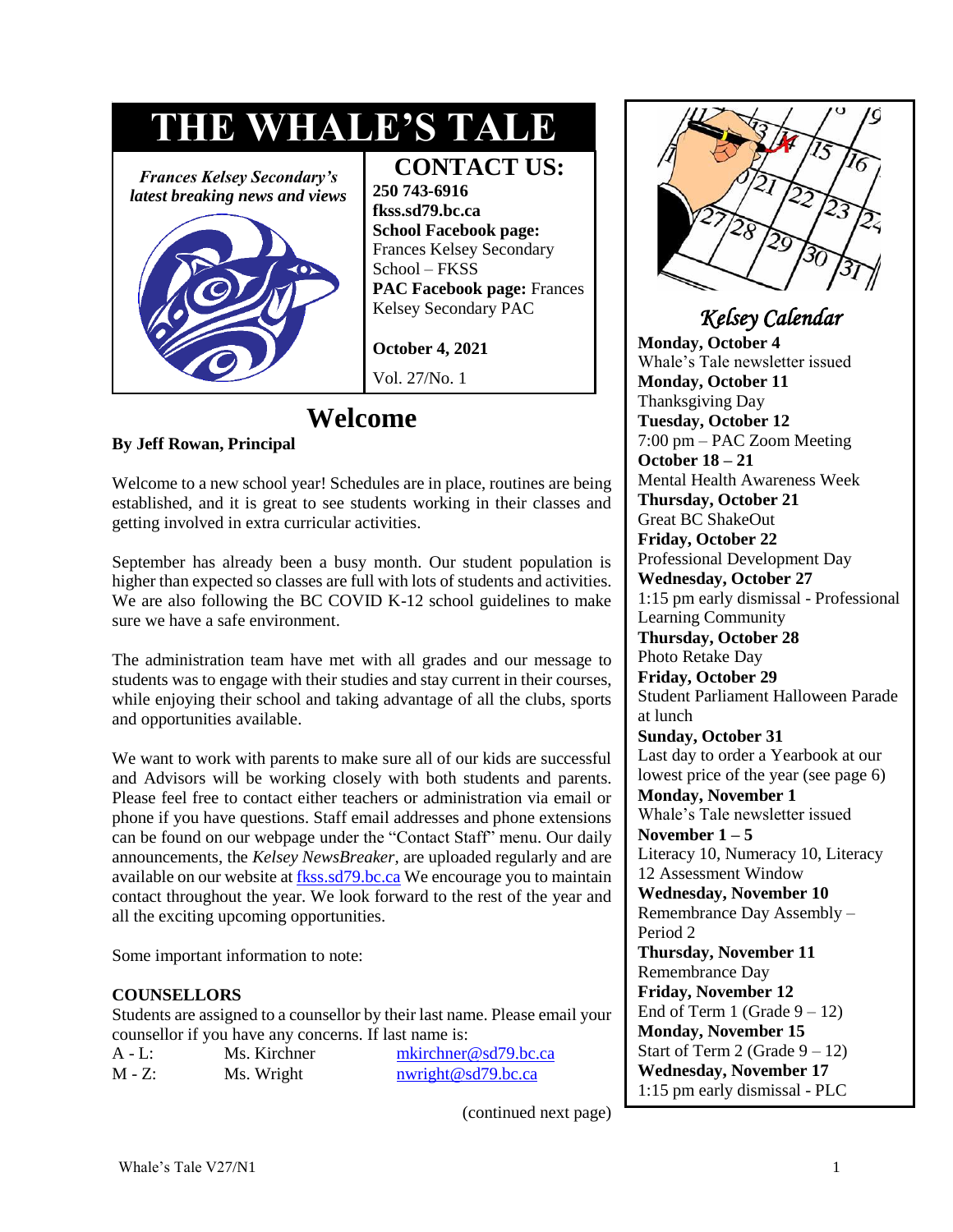# THE WHALE'S TALE

*Frances Kelsey Secondary's latest breaking news and views*

## CONTACT US:

**250 743-6916**
**fkss.sd79.bc.ca**
**School Facebook page:** Frances Kelsey Secondary School – FKSS
**PAC Facebook page:** Frances Kelsey Secondary PAC

**October 4, 2021**

Vol. 27/No. 1

# Welcome

**By Jeff Rowan, Principal**

Welcome to a new school year! Schedules are in place, routines are being established, and it is great to see students working in their classes and getting involved in extra curricular activities.

September has already been a busy month. Our student population is higher than expected so classes are full with lots of students and activities. We are also following the BC COVID K-12 school guidelines to make sure we have a safe environment.

The administration team have met with all grades and our message to students was to engage with their studies and stay current in their courses, while enjoying their school and taking advantage of all the clubs, sports and opportunities available.

We want to work with parents to make sure all of our kids are successful and Advisors will be working closely with both students and parents. Please feel free to contact either teachers or administration via email or phone if you have questions. Staff email addresses and phone extensions can be found on our webpage under the "Contact Staff" menu. Our daily announcements, the *Kelsey NewsBreaker*, are uploaded regularly and are available on our website at fkss.sd79.bc.ca We encourage you to maintain contact throughout the year. We look forward to the rest of the year and all the exciting upcoming opportunities.

Some important information to note:

**COUNSELLORS**

Students are assigned to a counsellor by their last name. Please email your counsellor if you have any concerns. If last name is:

| | | |
|---|---|---|
| A - L: | Ms. Kirchner | mkirchner@sd79.bc.ca |
| M - Z: | Ms. Wright | nwright@sd79.bc.ca |

(continued next page)

## *Kelsey Calendar*

**Monday, October 4**
Whale's Tale newsletter issued

**Monday, October 11**
Thanksgiving Day

**Tuesday, October 12**
7:00 pm – PAC Zoom Meeting

**October 18 – 21**
Mental Health Awareness Week

**Thursday, October 21**
Great BC ShakeOut

**Friday, October 22**
Professional Development Day

**Wednesday, October 27**
1:15 pm early dismissal - Professional Learning Community

**Thursday, October 28**
Photo Retake Day

**Friday, October 29**
Student Parliament Halloween Parade at lunch

**Sunday, October 31**
Last day to order a Yearbook at our lowest price of the year (see page 6)

**Monday, November 1**
Whale's Tale newsletter issued

**November 1 – 5**
Literacy 10, Numeracy 10, Literacy 12 Assessment Window

**Wednesday, November 10**
Remembrance Day Assembly – Period 2

**Thursday, November 11**
Remembrance Day

**Friday, November 12**
End of Term 1 (Grade 9 – 12)

**Monday, November 15**
Start of Term 2 (Grade 9 – 12)

**Wednesday, November 17**
1:15 pm early dismissal - PLC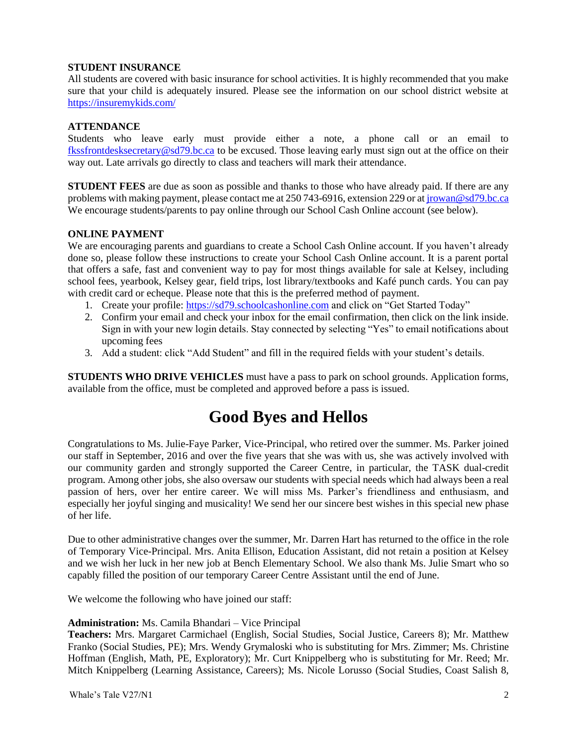**STUDENT INSURANCE**

All students are covered with basic insurance for school activities. It is highly recommended that you make sure that your child is adequately insured. Please see the information on our school district website at https://insuremykids.com/

**ATTENDANCE**

Students who leave early must provide either a note, a phone call or an email to fkssfrontdesksecretary@sd79.bc.ca to be excused. Those leaving early must sign out at the office on their way out. Late arrivals go directly to class and teachers will mark their attendance.

**STUDENT FEES** are due as soon as possible and thanks to those who have already paid. If there are any problems with making payment, please contact me at 250 743-6916, extension 229 or at jrowan@sd79.bc.ca We encourage students/parents to pay online through our School Cash Online account (see below).

**ONLINE PAYMENT**

We are encouraging parents and guardians to create a School Cash Online account. If you haven't already done so, please follow these instructions to create your School Cash Online account. It is a parent portal that offers a safe, fast and convenient way to pay for most things available for sale at Kelsey, including school fees, yearbook, Kelsey gear, field trips, lost library/textbooks and Kafé punch cards. You can pay with credit card or echeque. Please note that this is the preferred method of payment.

1. Create your profile: https://sd79.schoolcashonline.com and click on "Get Started Today"
2. Confirm your email and check your inbox for the email confirmation, then click on the link inside. Sign in with your new login details. Stay connected by selecting "Yes" to email notifications about upcoming fees
3. Add a student: click "Add Student" and fill in the required fields with your student's details.

**STUDENTS WHO DRIVE VEHICLES** must have a pass to park on school grounds. Application forms, available from the office, must be completed and approved before a pass is issued.

# Good Byes and Hellos

Congratulations to Ms. Julie-Faye Parker, Vice-Principal, who retired over the summer. Ms. Parker joined our staff in September, 2016 and over the five years that she was with us, she was actively involved with our community garden and strongly supported the Career Centre, in particular, the TASK dual-credit program. Among other jobs, she also oversaw our students with special needs which had always been a real passion of hers, over her entire career. We will miss Ms. Parker's friendliness and enthusiasm, and especially her joyful singing and musicality! We send her our sincere best wishes in this special new phase of her life.

Due to other administrative changes over the summer, Mr. Darren Hart has returned to the office in the role of Temporary Vice-Principal. Mrs. Anita Ellison, Education Assistant, did not retain a position at Kelsey and we wish her luck in her new job at Bench Elementary School. We also thank Ms. Julie Smart who so capably filled the position of our temporary Career Centre Assistant until the end of June.

We welcome the following who have joined our staff:

**Administration:** Ms. Camila Bhandari – Vice Principal
**Teachers:** Mrs. Margaret Carmichael (English, Social Studies, Social Justice, Careers 8); Mr. Matthew Franko (Social Studies, PE); Mrs. Wendy Grymaloski who is substituting for Mrs. Zimmer; Ms. Christine Hoffman (English, Math, PE, Exploratory); Mr. Curt Knippelberg who is substituting for Mr. Reed; Mr. Mitch Knippelberg (Learning Assistance, Careers); Ms. Nicole Lorusso (Social Studies, Coast Salish 8,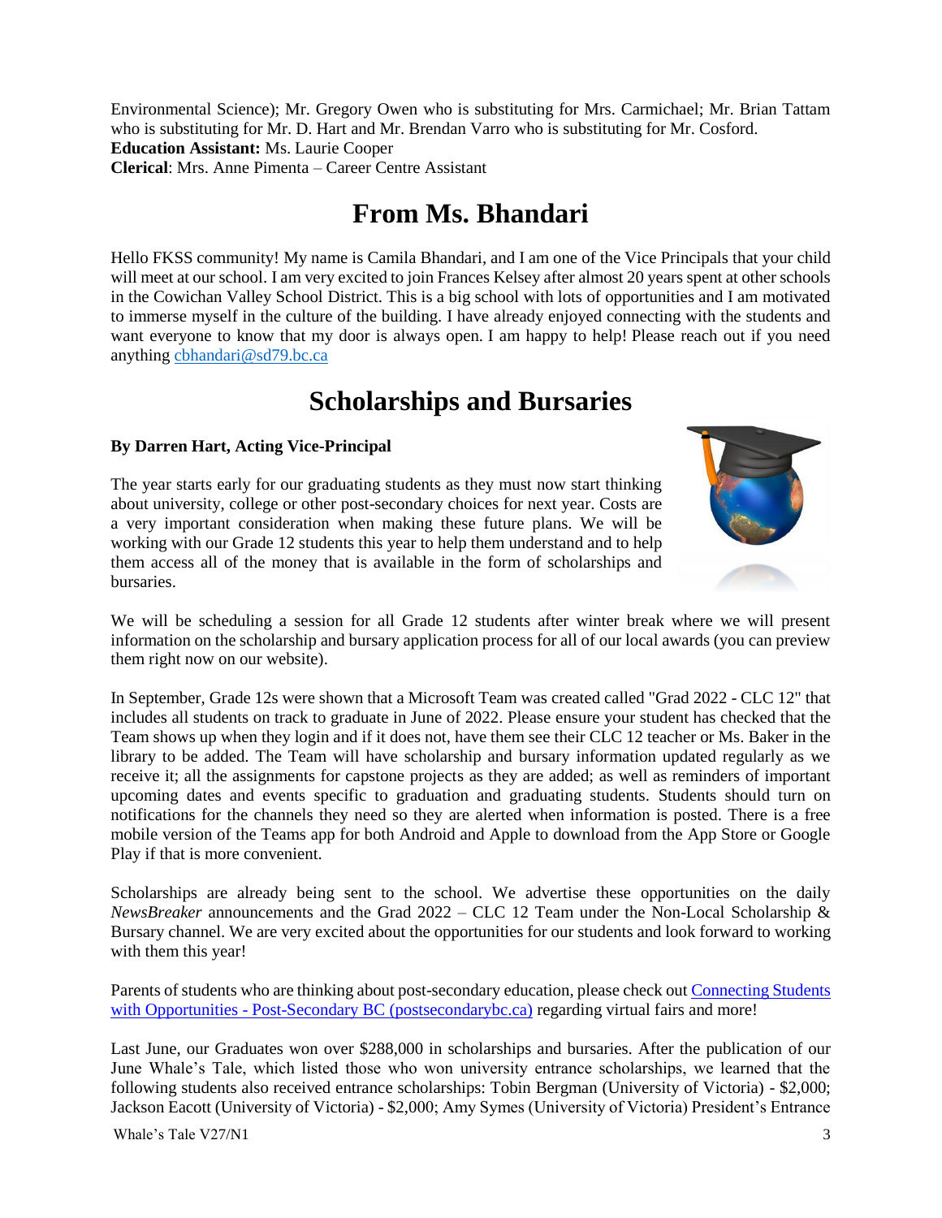Environmental Science); Mr. Gregory Owen who is substituting for Mrs. Carmichael; Mr. Brian Tattam who is substituting for Mr. D. Hart and Mr. Brendan Varro who is substituting for Mr. Cosford.
**Education Assistant:** Ms. Laurie Cooper
**Clerical**: Mrs. Anne Pimenta – Career Centre Assistant

# From Ms. Bhandari

Hello FKSS community! My name is Camila Bhandari, and I am one of the Vice Principals that your child will meet at our school. I am very excited to join Frances Kelsey after almost 20 years spent at other schools in the Cowichan Valley School District. This is a big school with lots of opportunities and I am motivated to immerse myself in the culture of the building. I have already enjoyed connecting with the students and want everyone to know that my door is always open. I am happy to help! Please reach out if you need anything cbhandari@sd79.bc.ca

# Scholarships and Bursaries

**By Darren Hart, Acting Vice-Principal**

The year starts early for our graduating students as they must now start thinking about university, college or other post-secondary choices for next year. Costs are a very important consideration when making these future plans. We will be working with our Grade 12 students this year to help them understand and to help them access all of the money that is available in the form of scholarships and bursaries.

We will be scheduling a session for all Grade 12 students after winter break where we will present information on the scholarship and bursary application process for all of our local awards (you can preview them right now on our website).

In September, Grade 12s were shown that a Microsoft Team was created called "Grad 2022 - CLC 12" that includes all students on track to graduate in June of 2022. Please ensure your student has checked that the Team shows up when they login and if it does not, have them see their CLC 12 teacher or Ms. Baker in the library to be added. The Team will have scholarship and bursary information updated regularly as we receive it; all the assignments for capstone projects as they are added; as well as reminders of important upcoming dates and events specific to graduation and graduating students. Students should turn on notifications for the channels they need so they are alerted when information is posted. There is a free mobile version of the Teams app for both Android and Apple to download from the App Store or Google Play if that is more convenient.

Scholarships are already being sent to the school. We advertise these opportunities on the daily *NewsBreaker* announcements and the Grad 2022 – CLC 12 Team under the Non-Local Scholarship & Bursary channel. We are very excited about the opportunities for our students and look forward to working with them this year!

Parents of students who are thinking about post-secondary education, please check out Connecting Students with Opportunities - Post-Secondary BC (postsecondarybc.ca) regarding virtual fairs and more!

Last June, our Graduates won over $288,000 in scholarships and bursaries. After the publication of our June Whale's Tale, which listed those who won university entrance scholarships, we learned that the following students also received entrance scholarships: Tobin Bergman (University of Victoria) - $2,000; Jackson Eacott (University of Victoria) - $2,000; Amy Symes (University of Victoria) President's Entrance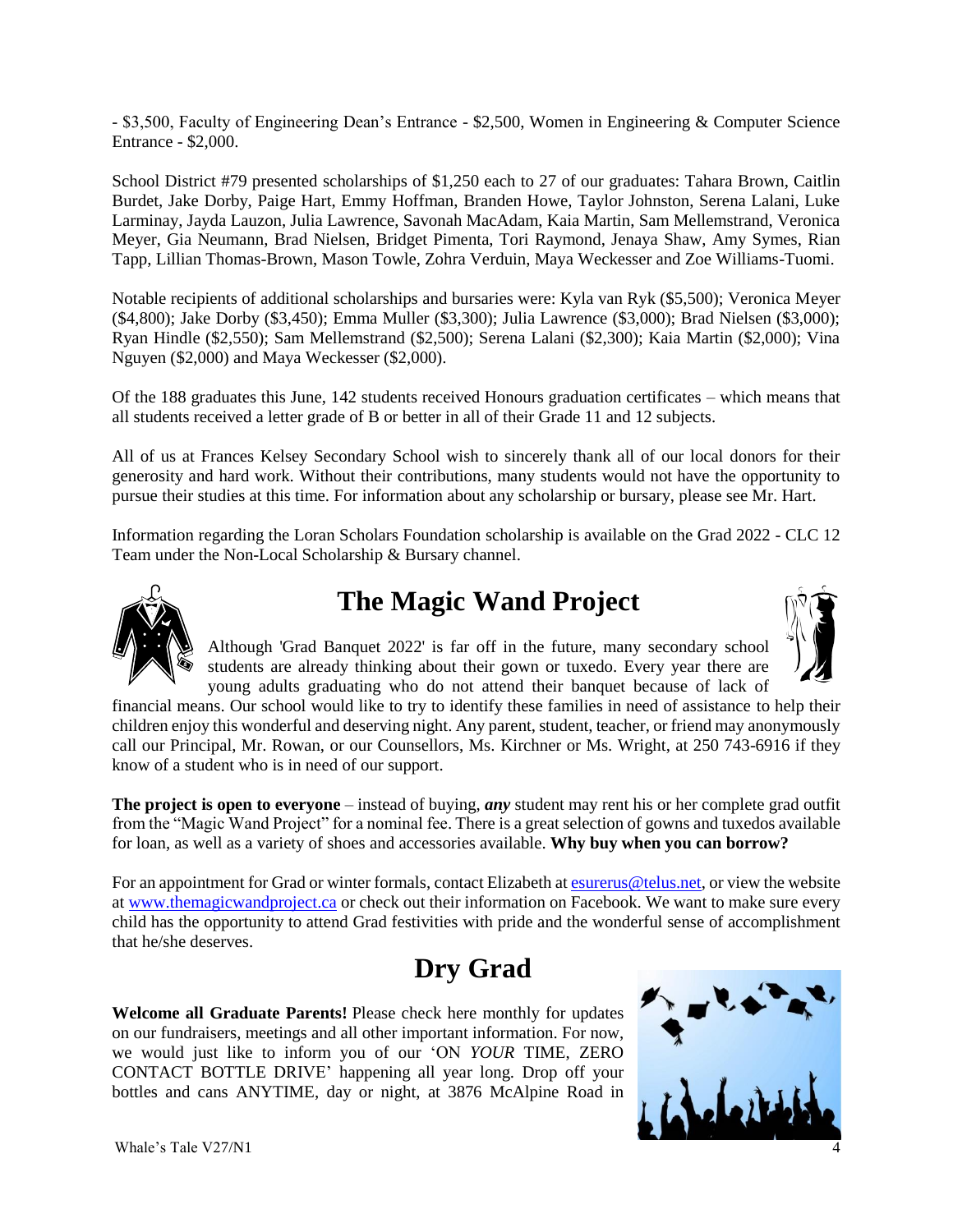- $3,500, Faculty of Engineering Dean's Entrance - $2,500, Women in Engineering & Computer Science Entrance - $2,000.

School District #79 presented scholarships of $1,250 each to 27 of our graduates: Tahara Brown, Caitlin Burdet, Jake Dorby, Paige Hart, Emmy Hoffman, Branden Howe, Taylor Johnston, Serena Lalani, Luke Larminay, Jayda Lauzon, Julia Lawrence, Savonah MacAdam, Kaia Martin, Sam Mellemstrand, Veronica Meyer, Gia Neumann, Brad Nielsen, Bridget Pimenta, Tori Raymond, Jenaya Shaw, Amy Symes, Rian Tapp, Lillian Thomas-Brown, Mason Towle, Zohra Verduin, Maya Weckesser and Zoe Williams-Tuomi.

Notable recipients of additional scholarships and bursaries were: Kyla van Ryk ($5,500); Veronica Meyer ($4,800); Jake Dorby ($3,450); Emma Muller ($3,300); Julia Lawrence ($3,000); Brad Nielsen ($3,000); Ryan Hindle ($2,550); Sam Mellemstrand ($2,500); Serena Lalani ($2,300); Kaia Martin ($2,000); Vina Nguyen ($2,000) and Maya Weckesser ($2,000).

Of the 188 graduates this June, 142 students received Honours graduation certificates – which means that all students received a letter grade of B or better in all of their Grade 11 and 12 subjects.

All of us at Frances Kelsey Secondary School wish to sincerely thank all of our local donors for their generosity and hard work. Without their contributions, many students would not have the opportunity to pursue their studies at this time. For information about any scholarship or bursary, please see Mr. Hart.

Information regarding the Loran Scholars Foundation scholarship is available on the Grad 2022 - CLC 12 Team under the Non-Local Scholarship & Bursary channel.

## The Magic Wand Project

Although 'Grad Banquet 2022' is far off in the future, many secondary school students are already thinking about their gown or tuxedo. Every year there are young adults graduating who do not attend their banquet because of lack of financial means. Our school would like to try to identify these families in need of assistance to help their children enjoy this wonderful and deserving night. Any parent, student, teacher, or friend may anonymously call our Principal, Mr. Rowan, or our Counsellors, Ms. Kirchner or Ms. Wright, at 250 743-6916 if they know of a student who is in need of our support.

**The project is open to everyone** – instead of buying, ***any*** student may rent his or her complete grad outfit from the "Magic Wand Project" for a nominal fee. There is a great selection of gowns and tuxedos available for loan, as well as a variety of shoes and accessories available. **Why buy when you can borrow?**

For an appointment for Grad or winter formals, contact Elizabeth at esurerus@telus.net, or view the website at www.themagicwandproject.ca or check out their information on Facebook. We want to make sure every child has the opportunity to attend Grad festivities with pride and the wonderful sense of accomplishment that he/she deserves.

## Dry Grad

**Welcome all Graduate Parents!** Please check here monthly for updates on our fundraisers, meetings and all other important information. For now, we would just like to inform you of our 'ON *YOUR* TIME, ZERO CONTACT BOTTLE DRIVE' happening all year long. Drop off your bottles and cans ANYTIME, day or night, at 3876 McAlpine Road in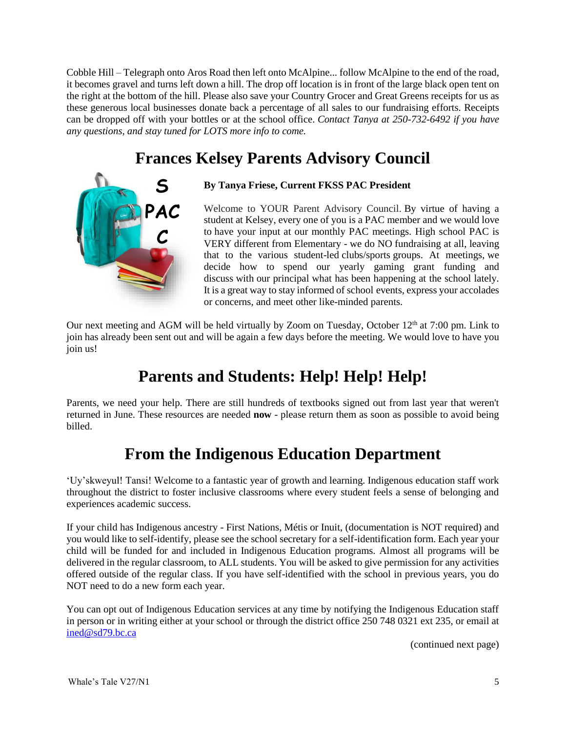Cobble Hill – Telegraph onto Aros Road then left onto McAlpine... follow McAlpine to the end of the road, it becomes gravel and turns left down a hill. The drop off location is in front of the large black open tent on the right at the bottom of the hill. Please also save your Country Grocer and Great Greens receipts for us as these generous local businesses donate back a percentage of all sales to our fundraising efforts. Receipts can be dropped off with your bottles or at the school office. *Contact Tanya at 250-732-6492 if you have any questions, and stay tuned for LOTS more info to come.*

## Frances Kelsey Parents Advisory Council

**By Tanya Friese, Current FKSS PAC President**

Welcome to YOUR Parent Advisory Council. By virtue of having a student at Kelsey, every one of you is a PAC member and we would love to have your input at our monthly PAC meetings. High school PAC is VERY different from Elementary - we do NO fundraising at all, leaving that to the various student-led clubs/sports groups. At meetings, we decide how to spend our yearly gaming grant funding and discuss with our principal what has been happening at the school lately. It is a great way to stay informed of school events, express your accolades or concerns, and meet other like-minded parents.

Our next meeting and AGM will be held virtually by Zoom on Tuesday, October 12th at 7:00 pm. Link to join has already been sent out and will be again a few days before the meeting. We would love to have you join us!

## Parents and Students: Help! Help! Help!

Parents, we need your help. There are still hundreds of textbooks signed out from last year that weren't returned in June. These resources are needed **now** - please return them as soon as possible to avoid being billed.

## From the Indigenous Education Department

'Uy'skweyul! Tansi! Welcome to a fantastic year of growth and learning. Indigenous education staff work throughout the district to foster inclusive classrooms where every student feels a sense of belonging and experiences academic success.

If your child has Indigenous ancestry - First Nations, Métis or Inuit, (documentation is NOT required) and you would like to self-identify, please see the school secretary for a self-identification form. Each year your child will be funded for and included in Indigenous Education programs. Almost all programs will be delivered in the regular classroom, to ALL students. You will be asked to give permission for any activities offered outside of the regular class. If you have self-identified with the school in previous years, you do NOT need to do a new form each year.

You can opt out of Indigenous Education services at any time by notifying the Indigenous Education staff in person or in writing either at your school or through the district office 250 748 0321 ext 235, or email at ined@sd79.bc.ca

(continued next page)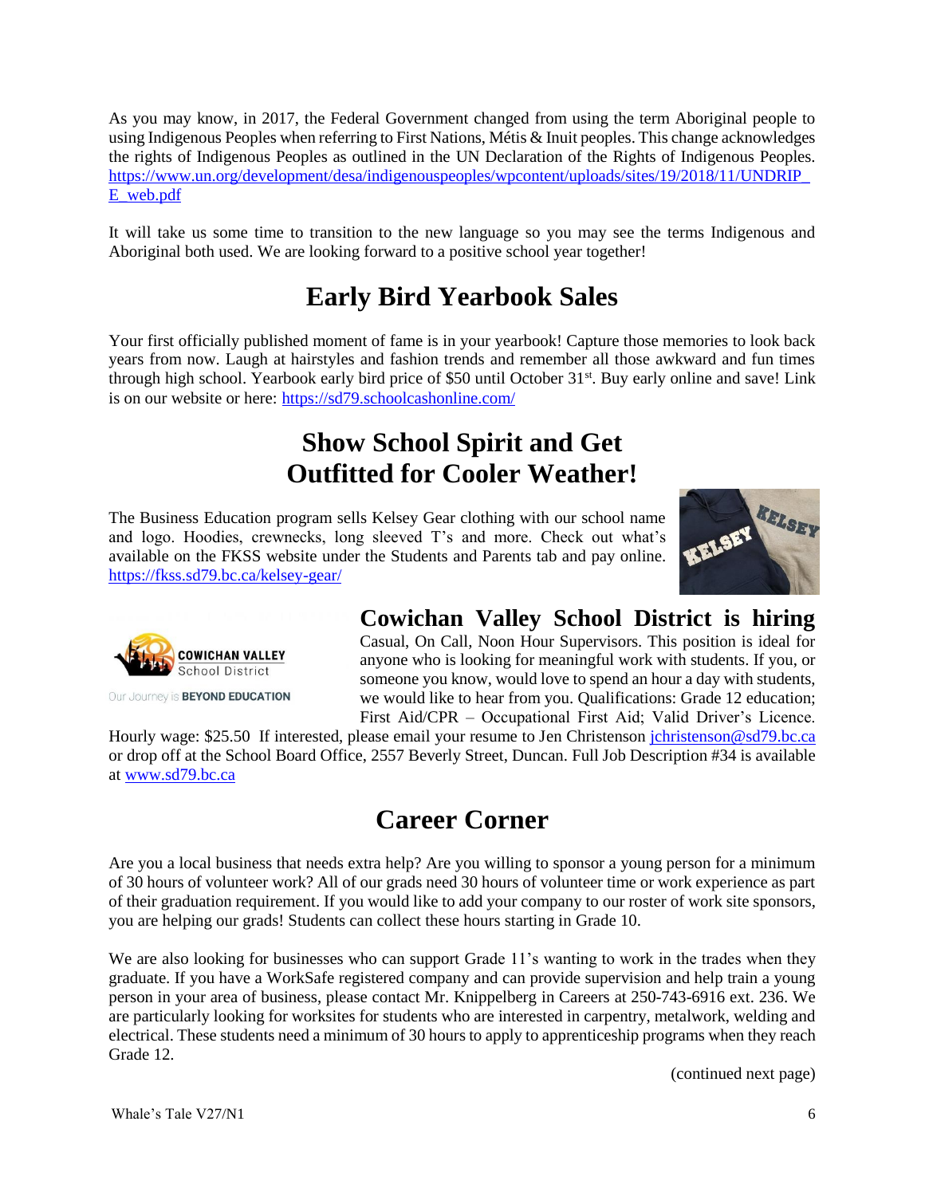As you may know, in 2017, the Federal Government changed from using the term Aboriginal people to using Indigenous Peoples when referring to First Nations, Métis & Inuit peoples. This change acknowledges the rights of Indigenous Peoples as outlined in the UN Declaration of the Rights of Indigenous Peoples. https://www.un.org/development/desa/indigenouspeoples/wpcontent/uploads/sites/19/2018/11/UNDRIP_E_web.pdf

It will take us some time to transition to the new language so you may see the terms Indigenous and Aboriginal both used. We are looking forward to a positive school year together!

# Early Bird Yearbook Sales

Your first officially published moment of fame is in your yearbook! Capture those memories to look back years from now. Laugh at hairstyles and fashion trends and remember all those awkward and fun times through high school. Yearbook early bird price of $50 until October 31st. Buy early online and save! Link is on our website or here: https://sd79.schoolcashonline.com/

# Show School Spirit and Get Outfitted for Cooler Weather!

The Business Education program sells Kelsey Gear clothing with our school name and logo. Hoodies, crewnecks, long sleeved T's and more. Check out what's available on the FKSS website under the Students and Parents tab and pay online. https://fkss.sd79.bc.ca/kelsey-gear/

## Cowichan Valley School District is hiring

Casual, On Call, Noon Hour Supervisors. This position is ideal for anyone who is looking for meaningful work with students. If you, or someone you know, would love to spend an hour a day with students, we would like to hear from you. Qualifications: Grade 12 education; First Aid/CPR – Occupational First Aid; Valid Driver's Licence. Hourly wage: $25.50 If interested, please email your resume to Jen Christenson jchristenson@sd79.bc.ca or drop off at the School Board Office, 2557 Beverly Street, Duncan. Full Job Description #34 is available at www.sd79.bc.ca

# Career Corner

Are you a local business that needs extra help? Are you willing to sponsor a young person for a minimum of 30 hours of volunteer work? All of our grads need 30 hours of volunteer time or work experience as part of their graduation requirement. If you would like to add your company to our roster of work site sponsors, you are helping our grads! Students can collect these hours starting in Grade 10.

We are also looking for businesses who can support Grade 11's wanting to work in the trades when they graduate. If you have a WorkSafe registered company and can provide supervision and help train a young person in your area of business, please contact Mr. Knippelberg in Careers at 250-743-6916 ext. 236. We are particularly looking for worksites for students who are interested in carpentry, metalwork, welding and electrical. These students need a minimum of 30 hours to apply to apprenticeship programs when they reach Grade 12.

(continued next page)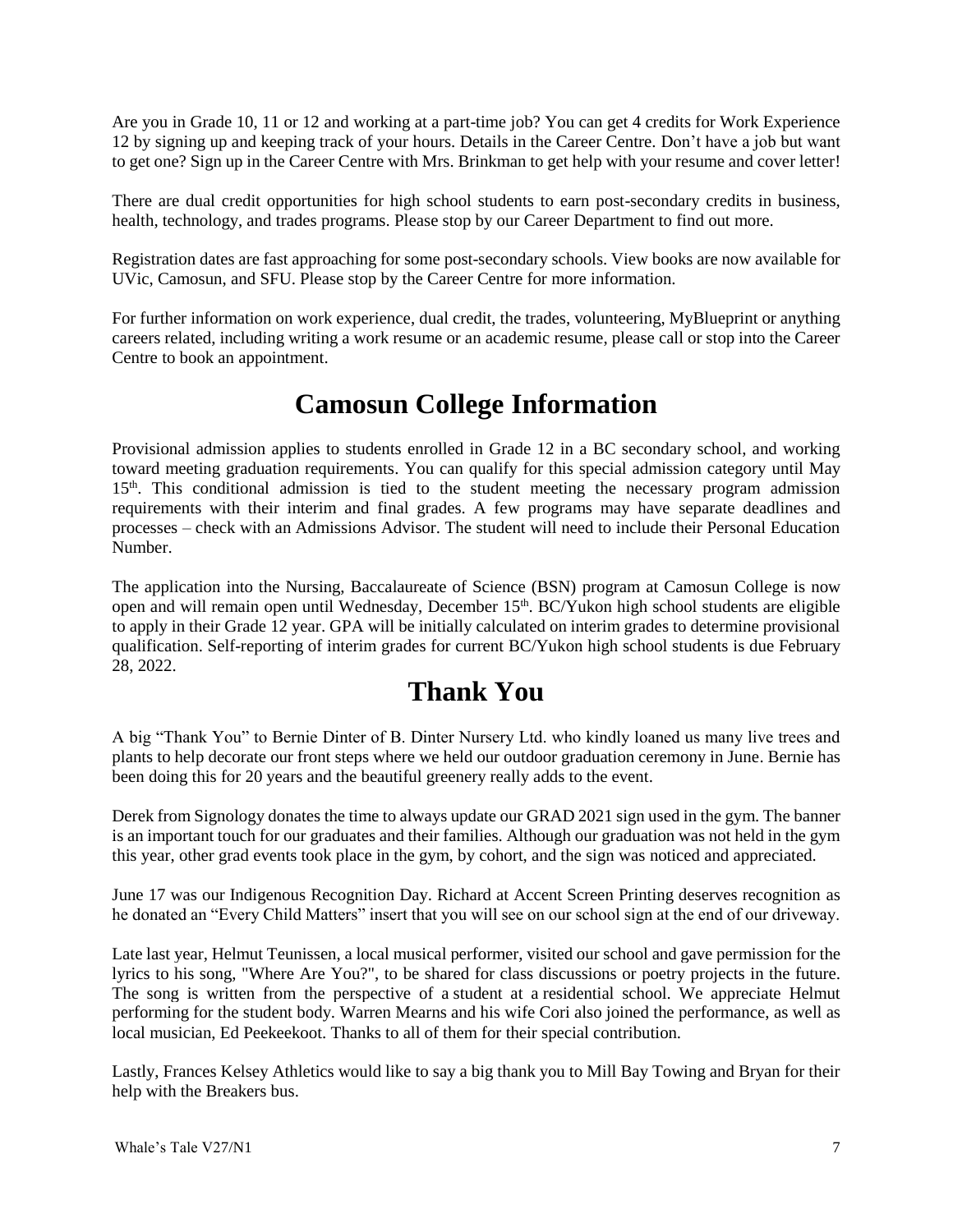Are you in Grade 10, 11 or 12 and working at a part-time job? You can get 4 credits for Work Experience 12 by signing up and keeping track of your hours. Details in the Career Centre. Don't have a job but want to get one? Sign up in the Career Centre with Mrs. Brinkman to get help with your resume and cover letter!

There are dual credit opportunities for high school students to earn post-secondary credits in business, health, technology, and trades programs. Please stop by our Career Department to find out more.

Registration dates are fast approaching for some post-secondary schools. View books are now available for UVic, Camosun, and SFU. Please stop by the Career Centre for more information.

For further information on work experience, dual credit, the trades, volunteering, MyBlueprint or anything careers related, including writing a work resume or an academic resume, please call or stop into the Career Centre to book an appointment.

# Camosun College Information

Provisional admission applies to students enrolled in Grade 12 in a BC secondary school, and working toward meeting graduation requirements. You can qualify for this special admission category until May 15th. This conditional admission is tied to the student meeting the necessary program admission requirements with their interim and final grades. A few programs may have separate deadlines and processes – check with an Admissions Advisor. The student will need to include their Personal Education Number.

The application into the Nursing, Baccalaureate of Science (BSN) program at Camosun College is now open and will remain open until Wednesday, December 15th. BC/Yukon high school students are eligible to apply in their Grade 12 year. GPA will be initially calculated on interim grades to determine provisional qualification. Self-reporting of interim grades for current BC/Yukon high school students is due February 28, 2022.

# Thank You

A big "Thank You" to Bernie Dinter of B. Dinter Nursery Ltd. who kindly loaned us many live trees and plants to help decorate our front steps where we held our outdoor graduation ceremony in June. Bernie has been doing this for 20 years and the beautiful greenery really adds to the event.

Derek from Signology donates the time to always update our GRAD 2021 sign used in the gym. The banner is an important touch for our graduates and their families. Although our graduation was not held in the gym this year, other grad events took place in the gym, by cohort, and the sign was noticed and appreciated.

June 17 was our Indigenous Recognition Day. Richard at Accent Screen Printing deserves recognition as he donated an "Every Child Matters" insert that you will see on our school sign at the end of our driveway.

Late last year, Helmut Teunissen, a local musical performer, visited our school and gave permission for the lyrics to his song, "Where Are You?", to be shared for class discussions or poetry projects in the future. The song is written from the perspective of a student at a residential school. We appreciate Helmut performing for the student body. Warren Mearns and his wife Cori also joined the performance, as well as local musician, Ed Peekeekoot. Thanks to all of them for their special contribution.

Lastly, Frances Kelsey Athletics would like to say a big thank you to Mill Bay Towing and Bryan for their help with the Breakers bus.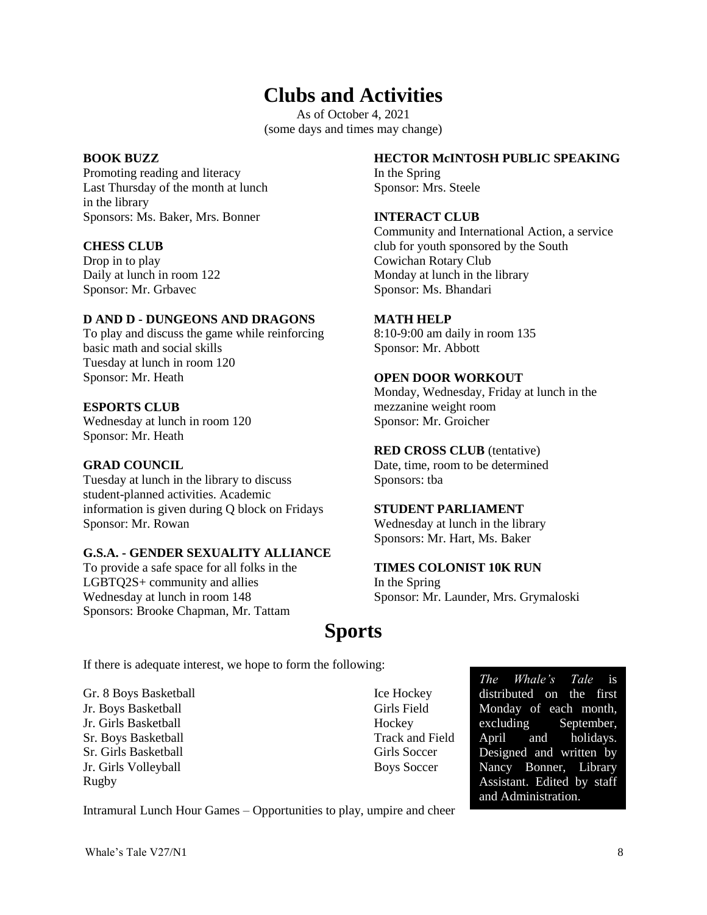# Clubs and Activities

As of October 4, 2021
(some days and times may change)

**BOOK BUZZ**
Promoting reading and literacy
Last Thursday of the month at lunch in the library
Sponsors: Ms. Baker, Mrs. Bonner

**CHESS CLUB**
Drop in to play
Daily at lunch in room 122
Sponsor: Mr. Grbavec

**D AND D - DUNGEONS AND DRAGONS**
To play and discuss the game while reinforcing basic math and social skills
Tuesday at lunch in room 120
Sponsor: Mr. Heath

**ESPORTS CLUB**
Wednesday at lunch in room 120
Sponsor: Mr. Heath

**GRAD COUNCIL**
Tuesday at lunch in the library to discuss student-planned activities. Academic information is given during Q block on Fridays
Sponsor: Mr. Rowan

**G.S.A. - GENDER SEXUALITY ALLIANCE**
To provide a safe space for all folks in the LGBTQ2S+ community and allies
Wednesday at lunch in room 148
Sponsors: Brooke Chapman, Mr. Tattam

**HECTOR McINTOSH PUBLIC SPEAKING**
In the Spring
Sponsor: Mrs. Steele

**INTERACT CLUB**
Community and International Action, a service club for youth sponsored by the South Cowichan Rotary Club
Monday at lunch in the library
Sponsor: Ms. Bhandari

**MATH HELP**
8:10-9:00 am daily in room 135
Sponsor: Mr. Abbott

**OPEN DOOR WORKOUT**
Monday, Wednesday, Friday at lunch in the mezzanine weight room
Sponsor: Mr. Groicher

**RED CROSS CLUB** (tentative)
Date, time, room to be determined
Sponsors: tba

**STUDENT PARLIAMENT**
Wednesday at lunch in the library
Sponsors: Mr. Hart, Ms. Baker

**TIMES COLONIST 10K RUN**
In the Spring
Sponsor: Mr. Launder, Mrs. Grymaloski

# Sports

If there is adequate interest, we hope to form the following:

Gr. 8 Boys Basketball
Jr. Boys Basketball
Jr. Girls Basketball
Sr. Boys Basketball
Sr. Girls Basketball
Jr. Girls Volleyball
Rugby
Ice Hockey
Girls Field Hockey
Track and Field
Girls Soccer
Boys Soccer

Intramural Lunch Hour Games – Opportunities to play, umpire and cheer

*The Whale's Tale* is distributed on the first Monday of each month, excluding September, April and holidays. Designed and written by Nancy Bonner, Library Assistant. Edited by staff and Administration.